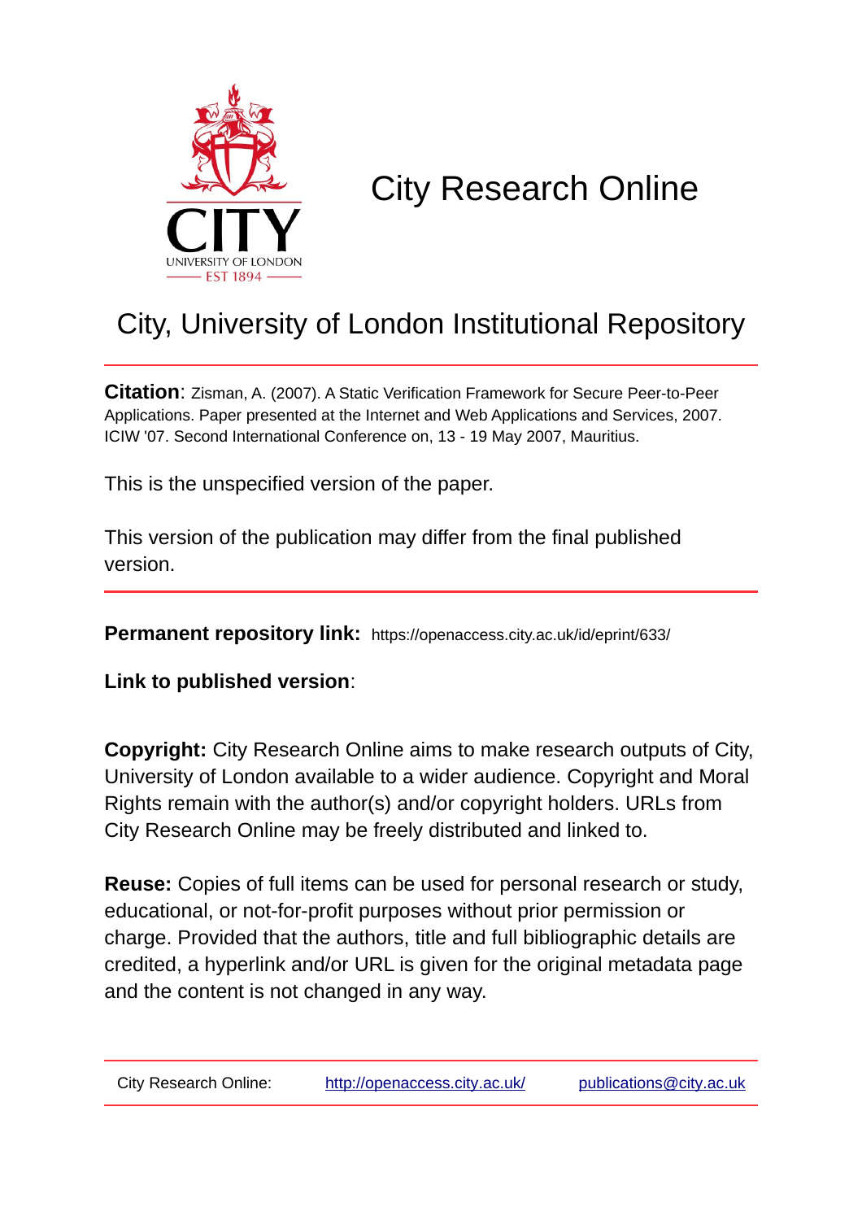# City Research Online

## City, University of London Institutional Repository

**Citation**: Zisman, A. (2007). A Static Verification Framework for Secure Peer-to-Peer Applications. Paper presented at the Internet and Web Applications and Services, 2007. ICIW '07. Second International Conference on, 13 - 19 May 2007, Mauritius.

This is the unspecified version of the paper.

This version of the publication may differ from the final published version.

---

**Permanent repository link:** https://openaccess.city.ac.uk/id/eprint/633/

**Link to published version**:

**Copyright:** City Research Online aims to make research outputs of City, University of London available to a wider audience. Copyright and Moral Rights remain with the author(s) and/or copyright holders. URLs from City Research Online may be freely distributed and linked to.

**Reuse:** Copies of full items can be used for personal research or study, educational, or not-for-profit purposes without prior permission or charge. Provided that the authors, title and full bibliographic details are credited, a hyperlink and/or URL is given for the original metadata page and the content is not changed in any way.

---

City Research Online: http://openaccess.city.ac.uk/ publications@city.ac.uk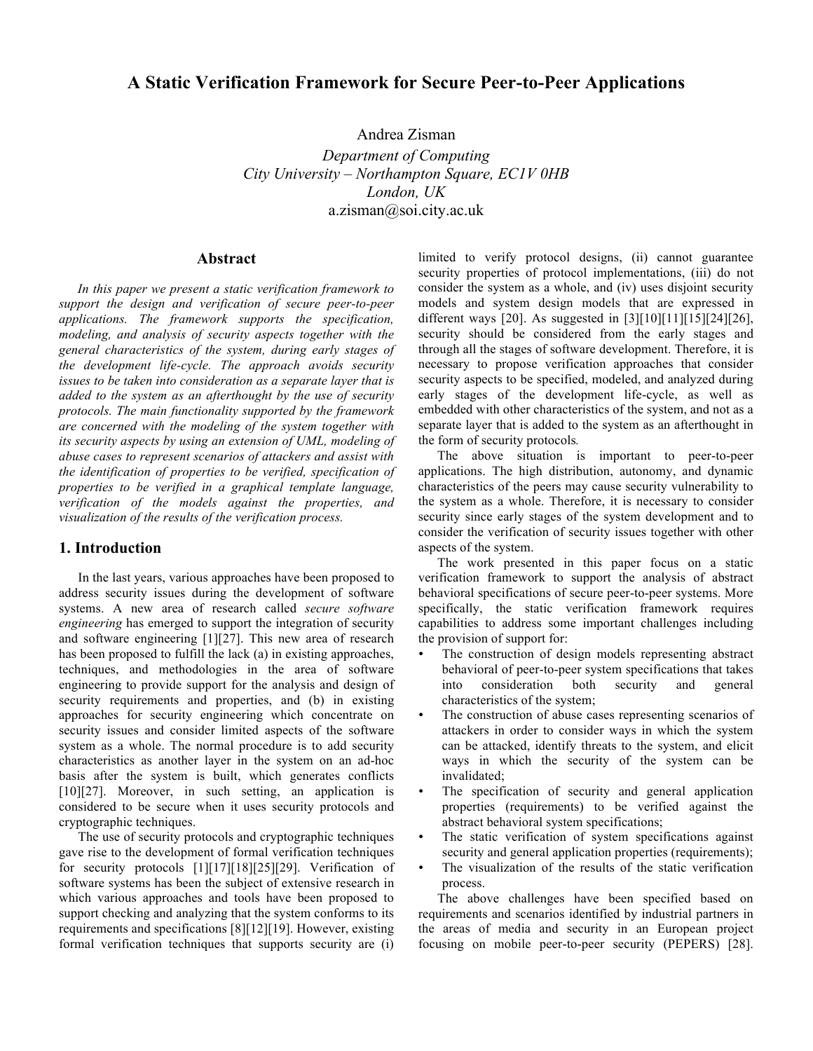# A Static Verification Framework for Secure Peer-to-Peer Applications

Andrea Zisman

*Department of Computing*
*City University – Northampton Square, EC1V 0HB*
*London, UK*
a.zisman@soi.city.ac.uk

## Abstract

*In this paper we present a static verification framework to support the design and verification of secure peer-to-peer applications. The framework supports the specification, modeling, and analysis of security aspects together with the general characteristics of the system, during early stages of the development life-cycle. The approach avoids security issues to be taken into consideration as a separate layer that is added to the system as an afterthought by the use of security protocols. The main functionality supported by the framework are concerned with the modeling of the system together with its security aspects by using an extension of UML, modeling of abuse cases to represent scenarios of attackers and assist with the identification of properties to be verified, specification of properties to be verified in a graphical template language, verification of the models against the properties, and visualization of the results of the verification process.*

## 1. Introduction

In the last years, various approaches have been proposed to address security issues during the development of software systems. A new area of research called *secure software engineering* has emerged to support the integration of security and software engineering [1][27]. This new area of research has been proposed to fulfill the lack (a) in existing approaches, techniques, and methodologies in the area of software engineering to provide support for the analysis and design of security requirements and properties, and (b) in existing approaches for security engineering which concentrate on security issues and consider limited aspects of the software system as a whole. The normal procedure is to add security characteristics as another layer in the system on an ad-hoc basis after the system is built, which generates conflicts [10][27]. Moreover, in such setting, an application is considered to be secure when it uses security protocols and cryptographic techniques.

The use of security protocols and cryptographic techniques gave rise to the development of formal verification techniques for security protocols [1][17][18][25][29]. Verification of software systems has been the subject of extensive research in which various approaches and tools have been proposed to support checking and analyzing that the system conforms to its requirements and specifications [8][12][19]. However, existing formal verification techniques that supports security are (i) limited to verify protocol designs, (ii) cannot guarantee security properties of protocol implementations, (iii) do not consider the system as a whole, and (iv) uses disjoint security models and system design models that are expressed in different ways [20]. As suggested in [3][10][11][15][24][26], security should be considered from the early stages and through all the stages of software development. Therefore, it is necessary to propose verification approaches that consider security aspects to be specified, modeled, and analyzed during early stages of the development life-cycle, as well as embedded with other characteristics of the system, and not as a separate layer that is added to the system as an afterthought in the form of security protocols*.*

The above situation is important to peer-to-peer applications. The high distribution, autonomy, and dynamic characteristics of the peers may cause security vulnerability to the system as a whole. Therefore, it is necessary to consider security since early stages of the system development and to consider the verification of security issues together with other aspects of the system.

The work presented in this paper focus on a static verification framework to support the analysis of abstract behavioral specifications of secure peer-to-peer systems. More specifically, the static verification framework requires capabilities to address some important challenges including the provision of support for:

- The construction of design models representing abstract behavioral of peer-to-peer system specifications that takes into consideration both security and general characteristics of the system;
- The construction of abuse cases representing scenarios of attackers in order to consider ways in which the system can be attacked, identify threats to the system, and elicit ways in which the security of the system can be invalidated;
- The specification of security and general application properties (requirements) to be verified against the abstract behavioral system specifications;
- The static verification of system specifications against security and general application properties (requirements);
- The visualization of the results of the static verification process.

The above challenges have been specified based on requirements and scenarios identified by industrial partners in the areas of media and security in an European project focusing on mobile peer-to-peer security (PEPERS) [28].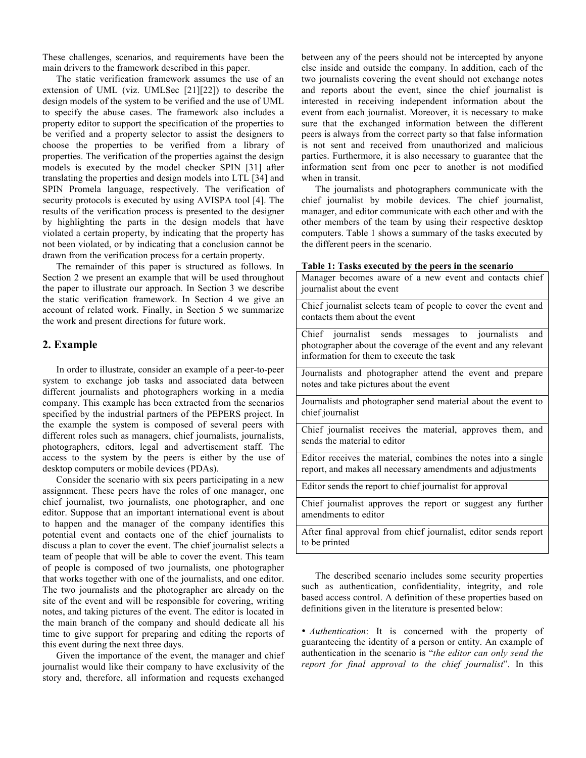These challenges, scenarios, and requirements have been the main drivers to the framework described in this paper.

The static verification framework assumes the use of an extension of UML (viz. UMLSec [21][22]) to describe the design models of the system to be verified and the use of UML to specify the abuse cases. The framework also includes a property editor to support the specification of the properties to be verified and a property selector to assist the designers to choose the properties to be verified from a library of properties. The verification of the properties against the design models is executed by the model checker SPIN [31] after translating the properties and design models into LTL [34] and SPIN Promela language, respectively. The verification of security protocols is executed by using AVISPA tool [4]. The results of the verification process is presented to the designer by highlighting the parts in the design models that have violated a certain property, by indicating that the property has not been violated, or by indicating that a conclusion cannot be drawn from the verification process for a certain property.

The remainder of this paper is structured as follows. In Section 2 we present an example that will be used throughout the paper to illustrate our approach. In Section 3 we describe the static verification framework. In Section 4 we give an account of related work. Finally, in Section 5 we summarize the work and present directions for future work.

## 2. Example

In order to illustrate, consider an example of a peer-to-peer system to exchange job tasks and associated data between different journalists and photographers working in a media company. This example has been extracted from the scenarios specified by the industrial partners of the PEPERS project. In the example the system is composed of several peers with different roles such as managers, chief journalists, journalists, photographers, editors, legal and advertisement staff. The access to the system by the peers is either by the use of desktop computers or mobile devices (PDAs).

Consider the scenario with six peers participating in a new assignment. These peers have the roles of one manager, one chief journalist, two journalists, one photographer, and one editor. Suppose that an important international event is about to happen and the manager of the company identifies this potential event and contacts one of the chief journalists to discuss a plan to cover the event. The chief journalist selects a team of people that will be able to cover the event. This team of people is composed of two journalists, one photographer that works together with one of the journalists, and one editor. The two journalists and the photographer are already on the site of the event and will be responsible for covering, writing notes, and taking pictures of the event. The editor is located in the main branch of the company and should dedicate all his time to give support for preparing and editing the reports of this event during the next three days.

Given the importance of the event, the manager and chief journalist would like their company to have exclusivity of the story and, therefore, all information and requests exchanged between any of the peers should not be intercepted by anyone else inside and outside the company. In addition, each of the two journalists covering the event should not exchange notes and reports about the event, since the chief journalist is interested in receiving independent information about the event from each journalist. Moreover, it is necessary to make sure that the exchanged information between the different peers is always from the correct party so that false information is not sent and received from unauthorized and malicious parties. Furthermore, it is also necessary to guarantee that the information sent from one peer to another is not modified when in transit.

The journalists and photographers communicate with the chief journalist by mobile devices. The chief journalist, manager, and editor communicate with each other and with the other members of the team by using their respective desktop computers. Table 1 shows a summary of the tasks executed by the different peers in the scenario.

**Table 1: Tasks executed by the peers in the scenario**

| |
|---|
| Manager becomes aware of a new event and contacts chief journalist about the event |
| Chief journalist selects team of people to cover the event and contacts them about the event |
| Chief journalist sends messages to journalists and photographer about the coverage of the event and any relevant information for them to execute the task |
| Journalists and photographer attend the event and prepare notes and take pictures about the event |
| Journalists and photographer send material about the event to chief journalist |
| Chief journalist receives the material, approves them, and sends the material to editor |
| Editor receives the material, combines the notes into a single report, and makes all necessary amendments and adjustments |
| Editor sends the report to chief journalist for approval |
| Chief journalist approves the report or suggest any further amendments to editor |
| After final approval from chief journalist, editor sends report to be printed |

The described scenario includes some security properties such as authentication, confidentiality, integrity, and role based access control. A definition of these properties based on definitions given in the literature is presented below:

• *Authentication*: It is concerned with the property of guaranteeing the identity of a person or entity. An example of authentication in the scenario is "*the editor can only send the report for final approval to the chief journalist*". In this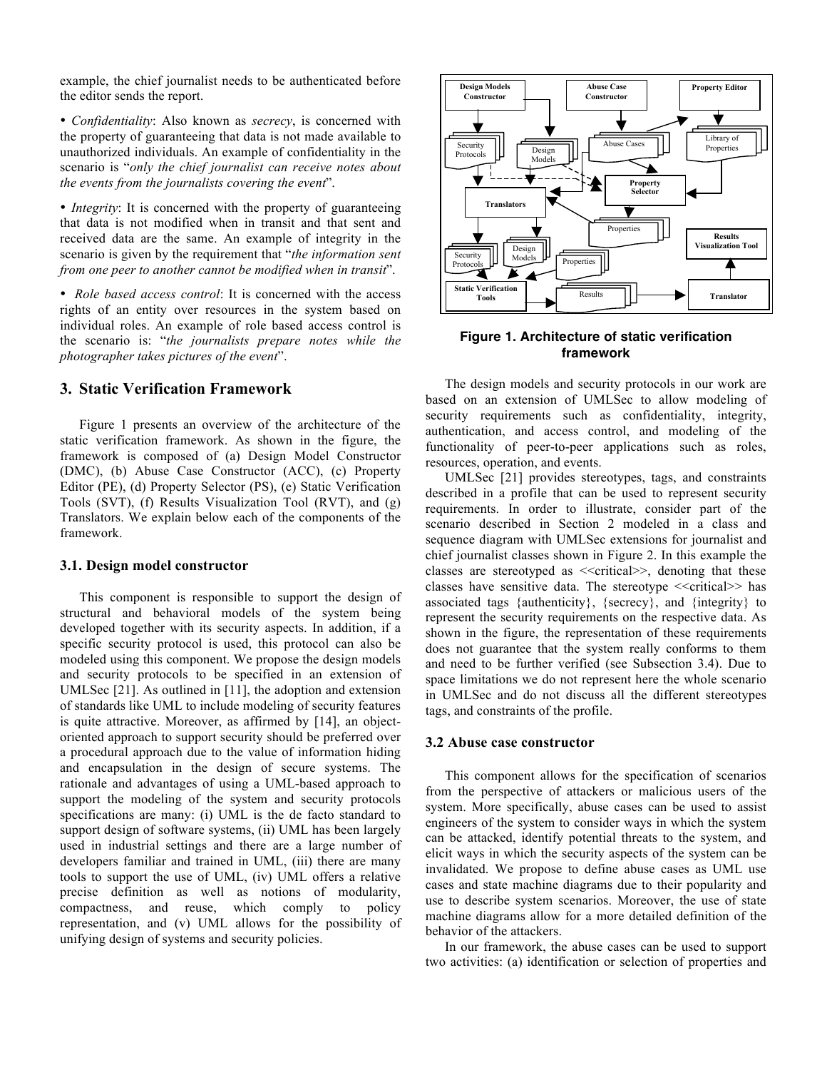example, the chief journalist needs to be authenticated before the editor sends the report.

• *Confidentiality*: Also known as *secrecy*, is concerned with the property of guaranteeing that data is not made available to unauthorized individuals. An example of confidentiality in the scenario is "*only the chief journalist can receive notes about the events from the journalists covering the event*".

• *Integrity*: It is concerned with the property of guaranteeing that data is not modified when in transit and that sent and received data are the same. An example of integrity in the scenario is given by the requirement that "*the information sent from one peer to another cannot be modified when in transit*".

• *Role based access control*: It is concerned with the access rights of an entity over resources in the system based on individual roles. An example of role based access control is the scenario is: "*the journalists prepare notes while the photographer takes pictures of the event*".

## 3. Static Verification Framework

Figure 1 presents an overview of the architecture of the static verification framework. As shown in the figure, the framework is composed of (a) Design Model Constructor (DMC), (b) Abuse Case Constructor (ACC), (c) Property Editor (PE), (d) Property Selector (PS), (e) Static Verification Tools (SVT), (f) Results Visualization Tool (RVT), and (g) Translators. We explain below each of the components of the framework.

### 3.1. Design model constructor

This component is responsible to support the design of structural and behavioral models of the system being developed together with its security aspects. In addition, if a specific security protocol is used, this protocol can also be modeled using this component. We propose the design models and security protocols to be specified in an extension of UMLSec [21]. As outlined in [11], the adoption and extension of standards like UML to include modeling of security features is quite attractive. Moreover, as affirmed by [14], an object-oriented approach to support security should be preferred over a procedural approach due to the value of information hiding and encapsulation in the design of secure systems. The rationale and advantages of using a UML-based approach to support the modeling of the system and security protocols specifications are many: (i) UML is the de facto standard to support design of software systems, (ii) UML has been largely used in industrial settings and there are a large number of developers familiar and trained in UML, (iii) there are many tools to support the use of UML, (iv) UML offers a relative precise definition as well as notions of modularity, compactness, and reuse, which comply to policy representation, and (v) UML allows for the possibility of unifying design of systems and security policies.

**Figure 1. Architecture of static verification framework**

The design models and security protocols in our work are based on an extension of UMLSec to allow modeling of security requirements such as confidentiality, integrity, authentication, and access control, and modeling of the functionality of peer-to-peer applications such as roles, resources, operation, and events.

UMLSec [21] provides stereotypes, tags, and constraints described in a profile that can be used to represent security requirements. In order to illustrate, consider part of the scenario described in Section 2 modeled in a class and sequence diagram with UMLSec extensions for journalist and chief journalist classes shown in Figure 2. In this example the classes are stereotyped as <<critical>>, denoting that these classes have sensitive data. The stereotype <<critical>> has associated tags {authenticity}, {secrecy}, and {integrity} to represent the security requirements on the respective data. As shown in the figure, the representation of these requirements does not guarantee that the system really conforms to them and need to be further verified (see Subsection 3.4). Due to space limitations we do not represent here the whole scenario in UMLSec and do not discuss all the different stereotypes tags, and constraints of the profile.

### 3.2 Abuse case constructor

This component allows for the specification of scenarios from the perspective of attackers or malicious users of the system. More specifically, abuse cases can be used to assist engineers of the system to consider ways in which the system can be attacked, identify potential threats to the system, and elicit ways in which the security aspects of the system can be invalidated. We propose to define abuse cases as UML use cases and state machine diagrams due to their popularity and use to describe system scenarios. Moreover, the use of state machine diagrams allow for a more detailed definition of the behavior of the attackers.

In our framework, the abuse cases can be used to support two activities: (a) identification or selection of properties and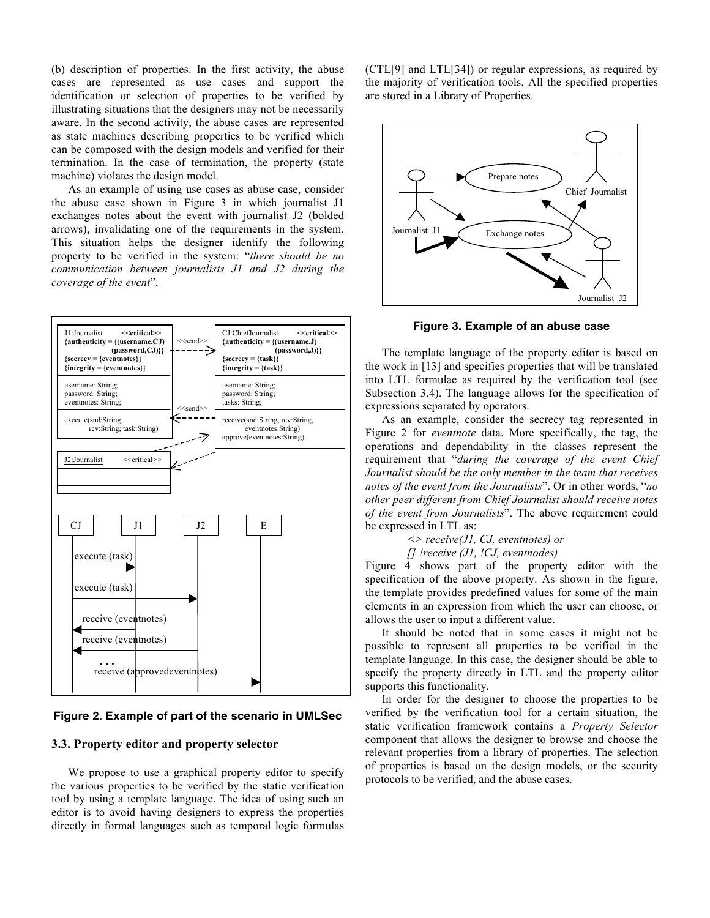(b) description of properties. In the first activity, the abuse cases are represented as use cases and support the identification or selection of properties to be verified by illustrating situations that the designers may not be necessarily aware. In the second activity, the abuse cases are represented as state machines describing properties to be verified which can be composed with the design models and verified for their termination. In the case of termination, the property (state machine) violates the design model.

As an example of using use cases as abuse case, consider the abuse case shown in Figure 3 in which journalist J1 exchanges notes about the event with journalist J2 (bolded arrows), invalidating one of the requirements in the system. This situation helps the designer identify the following property to be verified in the system: "*there should be no communication between journalists J1 and J2 during the coverage of the event*".

**Figure 2. Example of part of the scenario in UMLSec**

### 3.3. Property editor and property selector

We propose to use a graphical property editor to specify the various properties to be verified by the static verification tool by using a template language. The idea of using such an editor is to avoid having designers to express the properties directly in formal languages such as temporal logic formulas (CTL[9] and LTL[34]) or regular expressions, as required by the majority of verification tools. All the specified properties are stored in a Library of Properties.

**Figure 3. Example of an abuse case**

The template language of the property editor is based on the work in [13] and specifies properties that will be translated into LTL formulae as required by the verification tool (see Subsection 3.4). The language allows for the specification of expressions separated by operators.

As an example, consider the secrecy tag represented in Figure 2 for *eventnote* data. More specifically, the tag, the operations and dependability in the classes represent the requirement that "*during the coverage of the event Chief Journalist should be the only member in the team that receives notes of the event from the Journalists*". Or in other words, "*no other peer different from Chief Journalist should receive notes of the event from Journalists*". The above requirement could be expressed in LTL as:

*<> receive(J1, CJ, eventnotes) or*
*[] !receive (J1, !CJ, eventnodes)*

Figure 4 shows part of the property editor with the specification of the above property. As shown in the figure, the template provides predefined values for some of the main elements in an expression from which the user can choose, or allows the user to input a different value.

It should be noted that in some cases it might not be possible to represent all properties to be verified in the template language. In this case, the designer should be able to specify the property directly in LTL and the property editor supports this functionality.

In order for the designer to choose the properties to be verified by the verification tool for a certain situation, the static verification framework contains a *Property Selector* component that allows the designer to browse and choose the relevant properties from a library of properties. The selection of properties is based on the design models, or the security protocols to be verified, and the abuse cases.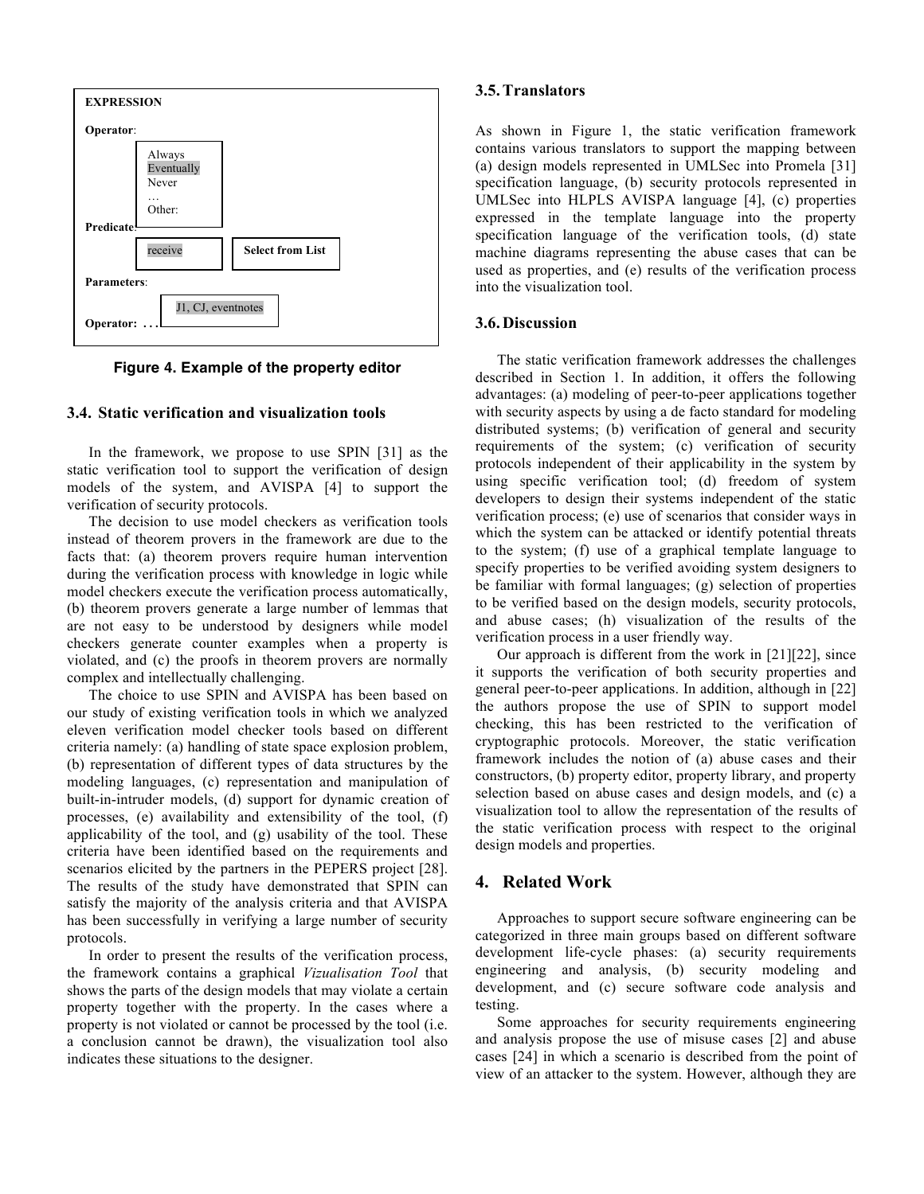EXPRESSION

Operator:

Always
Eventually
Never
…
Other:

Predicate:

receive | Select from List

Parameters:

J1, CJ, eventnotes

Operator: . . .

**Figure 4. Example of the property editor**

### 3.4. Static verification and visualization tools

In the framework, we propose to use SPIN [31] as the static verification tool to support the verification of design models of the system, and AVISPA [4] to support the verification of security protocols.

The decision to use model checkers as verification tools instead of theorem provers in the framework are due to the facts that: (a) theorem provers require human intervention during the verification process with knowledge in logic while model checkers execute the verification process automatically, (b) theorem provers generate a large number of lemmas that are not easy to be understood by designers while model checkers generate counter examples when a property is violated, and (c) the proofs in theorem provers are normally complex and intellectually challenging.

The choice to use SPIN and AVISPA has been based on our study of existing verification tools in which we analyzed eleven verification model checker tools based on different criteria namely: (a) handling of state space explosion problem, (b) representation of different types of data structures by the modeling languages, (c) representation and manipulation of built-in-intruder models, (d) support for dynamic creation of processes, (e) availability and extensibility of the tool, (f) applicability of the tool, and (g) usability of the tool. These criteria have been identified based on the requirements and scenarios elicited by the partners in the PEPERS project [28]. The results of the study have demonstrated that SPIN can satisfy the majority of the analysis criteria and that AVISPA has been successfully in verifying a large number of security protocols.

In order to present the results of the verification process, the framework contains a graphical *Vizualisation Tool* that shows the parts of the design models that may violate a certain property together with the property. In the cases where a property is not violated or cannot be processed by the tool (i.e. a conclusion cannot be drawn), the visualization tool also indicates these situations to the designer.

### 3.5. Translators

As shown in Figure 1, the static verification framework contains various translators to support the mapping between (a) design models represented in UMLSec into Promela [31] specification language, (b) security protocols represented in UMLSec into HLPLS AVISPA language [4], (c) properties expressed in the template language into the property specification language of the verification tools, (d) state machine diagrams representing the abuse cases that can be used as properties, and (e) results of the verification process into the visualization tool.

### 3.6. Discussion

The static verification framework addresses the challenges described in Section 1. In addition, it offers the following advantages: (a) modeling of peer-to-peer applications together with security aspects by using a de facto standard for modeling distributed systems; (b) verification of general and security requirements of the system; (c) verification of security protocols independent of their applicability in the system by using specific verification tool; (d) freedom of system developers to design their systems independent of the static verification process; (e) use of scenarios that consider ways in which the system can be attacked or identify potential threats to the system; (f) use of a graphical template language to specify properties to be verified avoiding system designers to be familiar with formal languages; (g) selection of properties to be verified based on the design models, security protocols, and abuse cases; (h) visualization of the results of the verification process in a user friendly way.

Our approach is different from the work in [21][22], since it supports the verification of both security properties and general peer-to-peer applications. In addition, although in [22] the authors propose the use of SPIN to support model checking, this has been restricted to the verification of cryptographic protocols. Moreover, the static verification framework includes the notion of (a) abuse cases and their constructors, (b) property editor, property library, and property selection based on abuse cases and design models, and (c) a visualization tool to allow the representation of the results of the static verification process with respect to the original design models and properties.

## 4. Related Work

Approaches to support secure software engineering can be categorized in three main groups based on different software development life-cycle phases: (a) security requirements engineering and analysis, (b) security modeling and development, and (c) secure software code analysis and testing.

Some approaches for security requirements engineering and analysis propose the use of misuse cases [2] and abuse cases [24] in which a scenario is described from the point of view of an attacker to the system. However, although they are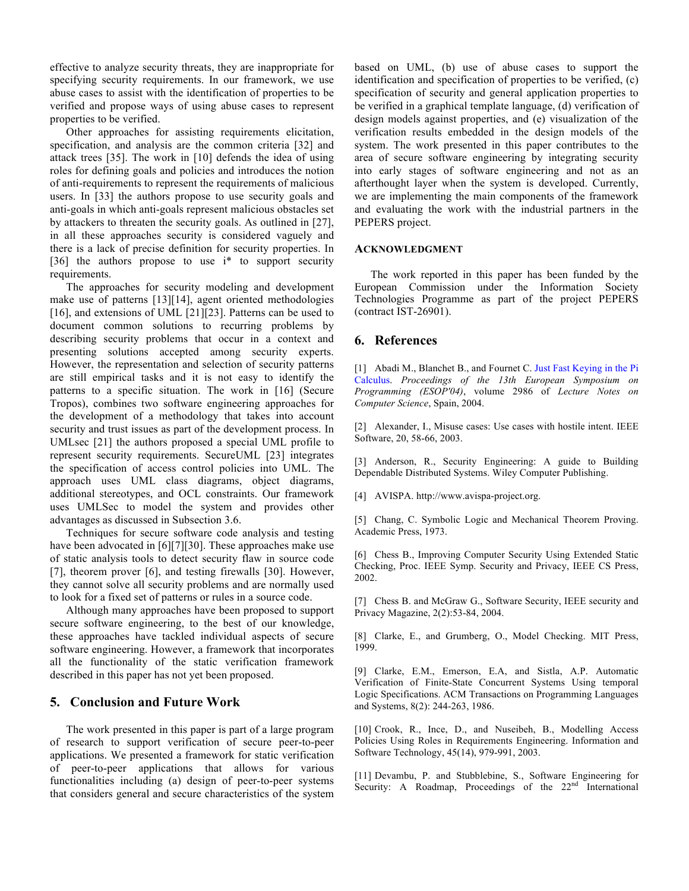effective to analyze security threats, they are inappropriate for specifying security requirements. In our framework, we use abuse cases to assist with the identification of properties to be verified and propose ways of using abuse cases to represent properties to be verified.

Other approaches for assisting requirements elicitation, specification, and analysis are the common criteria [32] and attack trees [35]. The work in [10] defends the idea of using roles for defining goals and policies and introduces the notion of anti-requirements to represent the requirements of malicious users. In [33] the authors propose to use security goals and anti-goals in which anti-goals represent malicious obstacles set by attackers to threaten the security goals. As outlined in [27], in all these approaches security is considered vaguely and there is a lack of precise definition for security properties. In [36] the authors propose to use i* to support security requirements.

The approaches for security modeling and development make use of patterns [13][14], agent oriented methodologies [16], and extensions of UML [21][23]. Patterns can be used to document common solutions to recurring problems by describing security problems that occur in a context and presenting solutions accepted among security experts. However, the representation and selection of security patterns are still empirical tasks and it is not easy to identify the patterns to a specific situation. The work in [16] (Secure Tropos), combines two software engineering approaches for the development of a methodology that takes into account security and trust issues as part of the development process. In UMLsec [21] the authors proposed a special UML profile to represent security requirements. SecureUML [23] integrates the specification of access control policies into UML. The approach uses UML class diagrams, object diagrams, additional stereotypes, and OCL constraints. Our framework uses UMLSec to model the system and provides other advantages as discussed in Subsection 3.6.

Techniques for secure software code analysis and testing have been advocated in [6][7][30]. These approaches make use of static analysis tools to detect security flaw in source code [7], theorem prover [6], and testing firewalls [30]. However, they cannot solve all security problems and are normally used to look for a fixed set of patterns or rules in a source code.

Although many approaches have been proposed to support secure software engineering, to the best of our knowledge, these approaches have tackled individual aspects of secure software engineering. However, a framework that incorporates all the functionality of the static verification framework described in this paper has not yet been proposed.

## 5. Conclusion and Future Work

The work presented in this paper is part of a large program of research to support verification of secure peer-to-peer applications. We presented a framework for static verification of peer-to-peer applications that allows for various functionalities including (a) design of peer-to-peer systems that considers general and secure characteristics of the system based on UML, (b) use of abuse cases to support the identification and specification of properties to be verified, (c) specification of security and general application properties to be verified in a graphical template language, (d) verification of design models against properties, and (e) visualization of the verification results embedded in the design models of the system. The work presented in this paper contributes to the area of secure software engineering by integrating security into early stages of software engineering and not as an afterthought layer when the system is developed. Currently, we are implementing the main components of the framework and evaluating the work with the industrial partners in the PEPERS project.

### ACKNOWLEDGMENT

The work reported in this paper has been funded by the European Commission under the Information Society Technologies Programme as part of the project PEPERS (contract IST-26901).

## 6. References

[1] Abadi M., Blanchet B., and Fournet C. Just Fast Keying in the Pi Calculus. *Proceedings of the 13th European Symposium on Programming (ESOP'04)*, volume 2986 of *Lecture Notes on Computer Science*, Spain, 2004.

[2] Alexander, I., Misuse cases: Use cases with hostile intent. IEEE Software, 20, 58-66, 2003.

[3] Anderson, R., Security Engineering: A guide to Building Dependable Distributed Systems. Wiley Computer Publishing.

[4] AVISPA. http://www.avispa-project.org.

[5] Chang, C. Symbolic Logic and Mechanical Theorem Proving. Academic Press, 1973.

[6] Chess B., Improving Computer Security Using Extended Static Checking, Proc. IEEE Symp. Security and Privacy, IEEE CS Press, 2002.

[7] Chess B. and McGraw G., Software Security, IEEE security and Privacy Magazine, 2(2):53-84, 2004.

[8] Clarke, E., and Grumberg, O., Model Checking. MIT Press, 1999.

[9] Clarke, E.M., Emerson, E.A, and Sistla, A.P. Automatic Verification of Finite-State Concurrent Systems Using temporal Logic Specifications. ACM Transactions on Programming Languages and Systems, 8(2): 244-263, 1986.

[10] Crook, R., Ince, D., and Nuseibeh, B., Modelling Access Policies Using Roles in Requirements Engineering. Information and Software Technology, 45(14), 979-991, 2003.

[11] Devambu, P. and Stubblebine, S., Software Engineering for Security: A Roadmap, Proceedings of the 22nd International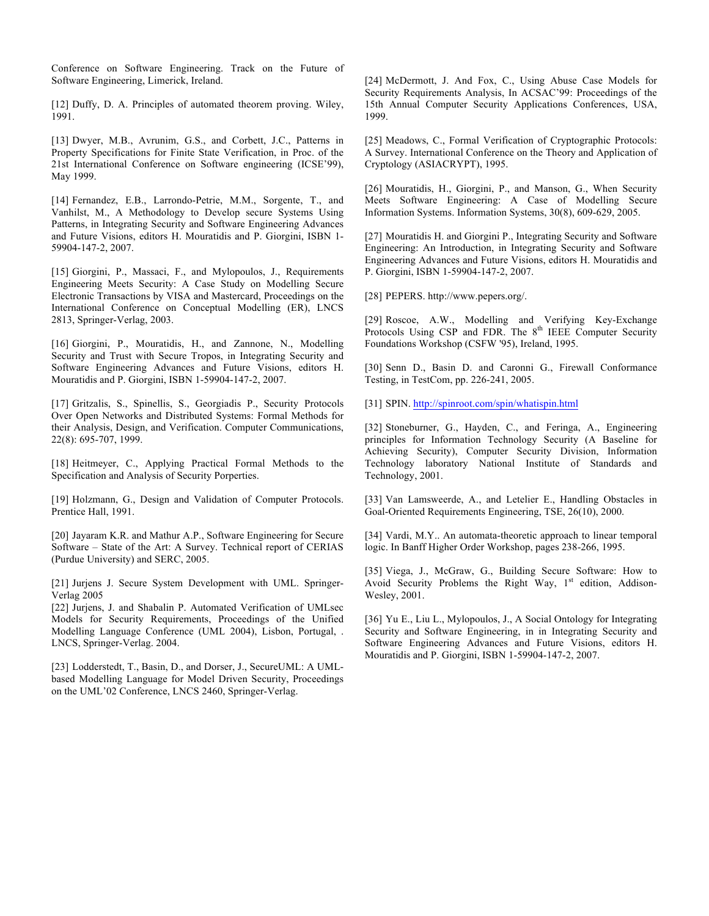Conference on Software Engineering. Track on the Future of Software Engineering, Limerick, Ireland.

[12] Duffy, D. A. Principles of automated theorem proving. Wiley, 1991.

[13] Dwyer, M.B., Avrunim, G.S., and Corbett, J.C., Patterns in Property Specifications for Finite State Verification, in Proc. of the 21st International Conference on Software engineering (ICSE'99), May 1999.

[14] Fernandez, E.B., Larrondo-Petrie, M.M., Sorgente, T., and Vanhilst, M., A Methodology to Develop secure Systems Using Patterns, in Integrating Security and Software Engineering Advances and Future Visions, editors H. Mouratidis and P. Giorgini, ISBN 1-59904-147-2, 2007.

[15] Giorgini, P., Massaci, F., and Mylopoulos, J., Requirements Engineering Meets Security: A Case Study on Modelling Secure Electronic Transactions by VISA and Mastercard, Proceedings on the International Conference on Conceptual Modelling (ER), LNCS 2813, Springer-Verlag, 2003.

[16] Giorgini, P., Mouratidis, H., and Zannone, N., Modelling Security and Trust with Secure Tropos, in Integrating Security and Software Engineering Advances and Future Visions, editors H. Mouratidis and P. Giorgini, ISBN 1-59904-147-2, 2007.

[17] Gritzalis, S., Spinellis, S., Georgiadis P., Security Protocols Over Open Networks and Distributed Systems: Formal Methods for their Analysis, Design, and Verification. Computer Communications, 22(8): 695-707, 1999.

[18] Heitmeyer, C., Applying Practical Formal Methods to the Specification and Analysis of Security Porperties.

[19] Holzmann, G., Design and Validation of Computer Protocols. Prentice Hall, 1991.

[20] Jayaram K.R. and Mathur A.P., Software Engineering for Secure Software – State of the Art: A Survey. Technical report of CERIAS (Purdue University) and SERC, 2005.

[21] Jurjens J. Secure System Development with UML. Springer-Verlag 2005

[22] Jurjens, J. and Shabalin P. Automated Verification of UMLsec Models for Security Requirements, Proceedings of the Unified Modelling Language Conference (UML 2004), Lisbon, Portugal, . LNCS, Springer-Verlag. 2004.

[23] Lodderstedt, T., Basin, D., and Dorser, J., SecureUML: A UML-based Modelling Language for Model Driven Security, Proceedings on the UML'02 Conference, LNCS 2460, Springer-Verlag.

[24] McDermott, J. And Fox, C., Using Abuse Case Models for Security Requirements Analysis, In ACSAC'99: Proceedings of the 15th Annual Computer Security Applications Conferences, USA, 1999.

[25] Meadows, C., Formal Verification of Cryptographic Protocols: A Survey. International Conference on the Theory and Application of Cryptology (ASIACRYPT), 1995.

[26] Mouratidis, H., Giorgini, P., and Manson, G., When Security Meets Software Engineering: A Case of Modelling Secure Information Systems. Information Systems, 30(8), 609-629, 2005.

[27] Mouratidis H. and Giorgini P., Integrating Security and Software Engineering: An Introduction, in Integrating Security and Software Engineering Advances and Future Visions, editors H. Mouratidis and P. Giorgini, ISBN 1-59904-147-2, 2007.

[28] PEPERS. http://www.pepers.org/.

[29] Roscoe, A.W., Modelling and Verifying Key-Exchange Protocols Using CSP and FDR. The 8th IEEE Computer Security Foundations Workshop (CSFW '95), Ireland, 1995.

[30] Senn D., Basin D. and Caronni G., Firewall Conformance Testing, in TestCom, pp. 226-241, 2005.

[31] SPIN. http://spinroot.com/spin/whatispin.html

[32] Stoneburner, G., Hayden, C., and Feringa, A., Engineering principles for Information Technology Security (A Baseline for Achieving Security), Computer Security Division, Information Technology laboratory National Institute of Standards and Technology, 2001.

[33] Van Lamsweerde, A., and Letelier E., Handling Obstacles in Goal-Oriented Requirements Engineering, TSE, 26(10), 2000.

[34] Vardi, M.Y.. An automata-theoretic approach to linear temporal logic. In Banff Higher Order Workshop, pages 238-266, 1995.

[35] Viega, J., McGraw, G., Building Secure Software: How to Avoid Security Problems the Right Way, 1st edition, Addison-Wesley, 2001.

[36] Yu E., Liu L., Mylopoulos, J., A Social Ontology for Integrating Security and Software Engineering, in in Integrating Security and Software Engineering Advances and Future Visions, editors H. Mouratidis and P. Giorgini, ISBN 1-59904-147-2, 2007.